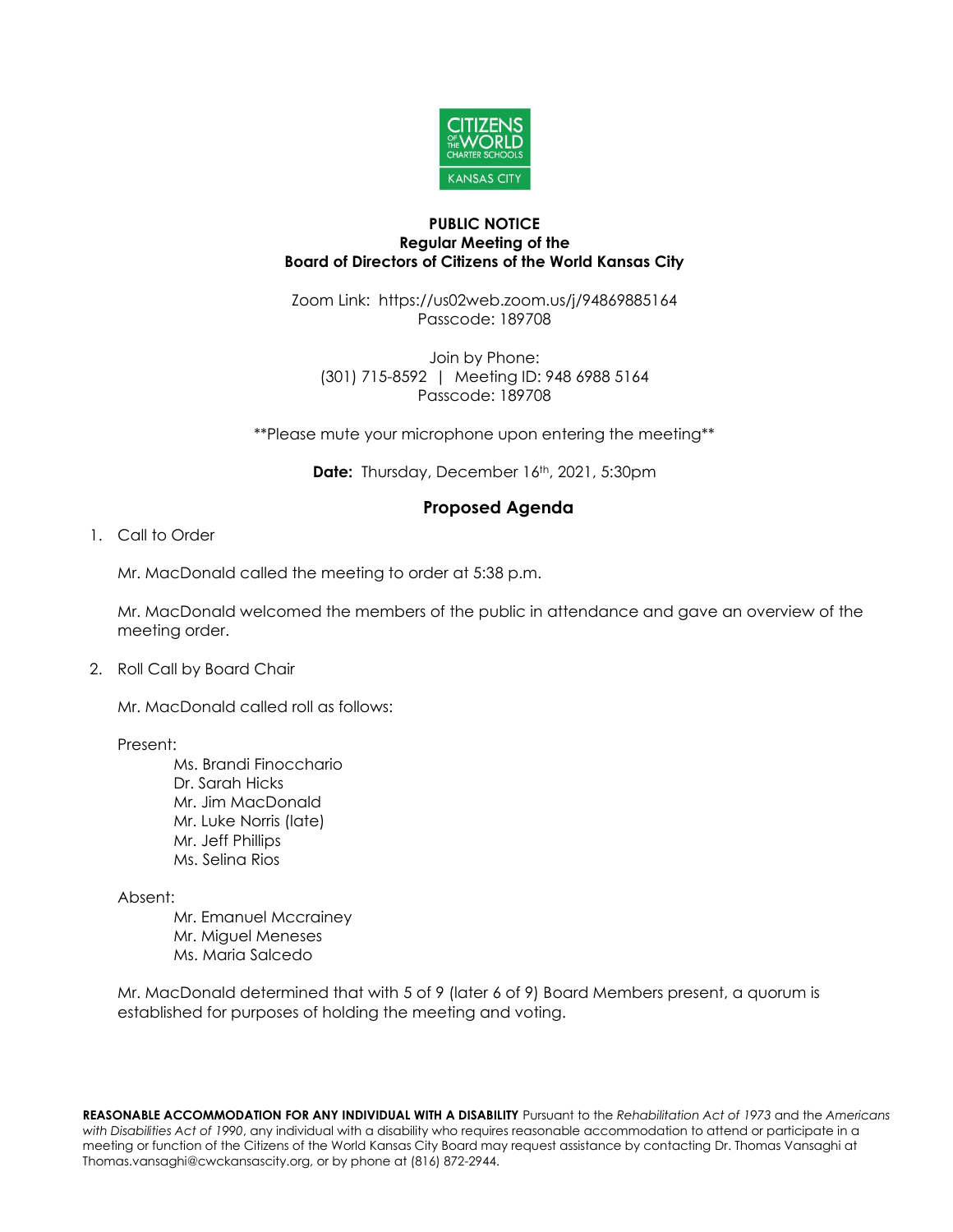**PUBLIC NOTICE**
**Regular Meeting of the**
**Board of Directors of Citizens of the World Kansas City**

Zoom Link: https://us02web.zoom.us/j/94869885164
Passcode: 189708

Join by Phone:
(301) 715-8592 | Meeting ID: 948 6988 5164
Passcode: 189708

**Please mute your microphone upon entering the meeting**

**Date:** Thursday, December 16th, 2021, 5:30pm

## Proposed Agenda

1. Call to Order

   Mr. MacDonald called the meeting to order at 5:38 p.m.

   Mr. MacDonald welcomed the members of the public in attendance and gave an overview of the meeting order.

2. Roll Call by Board Chair

   Mr. MacDonald called roll as follows:

   Present:
   - Ms. Brandi Finocchario
   - Dr. Sarah Hicks
   - Mr. Jim MacDonald
   - Mr. Luke Norris (late)
   - Mr. Jeff Phillips
   - Ms. Selina Rios

   Absent:
   - Mr. Emanuel Mccrainey
   - Mr. Miguel Meneses
   - Ms. Maria Salcedo

   Mr. MacDonald determined that with 5 of 9 (later 6 of 9) Board Members present, a quorum is established for purposes of holding the meeting and voting.

**REASONABLE ACCOMMODATION FOR ANY INDIVIDUAL WITH A DISABILITY** Pursuant to the *Rehabilitation Act of 1973* and the *Americans with Disabilities Act of 1990*, any individual with a disability who requires reasonable accommodation to attend or participate in a meeting or function of the Citizens of the World Kansas City Board may request assistance by contacting Dr. Thomas Vansaghi at Thomas.vansaghi@cwckansascity.org, or by phone at (816) 872-2944.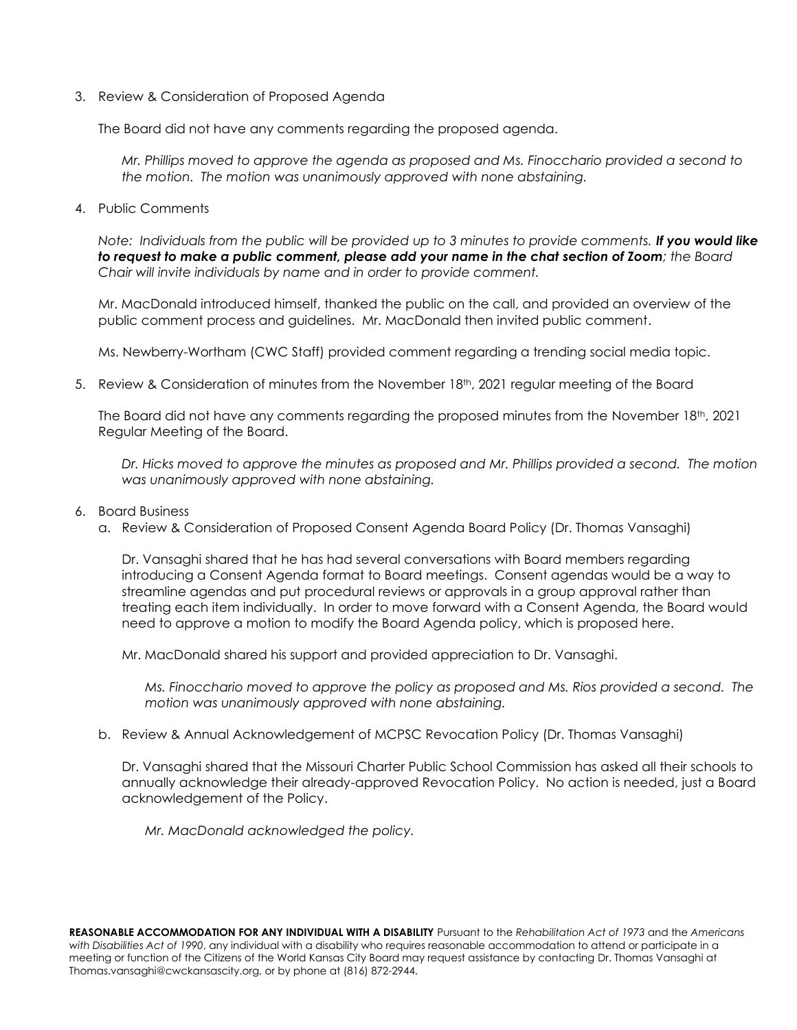3. Review & Consideration of Proposed Agenda

   The Board did not have any comments regarding the proposed agenda.

   *Mr. Phillips moved to approve the agenda as proposed and Ms. Finocchario provided a second to the motion. The motion was unanimously approved with none abstaining.*

4. Public Comments

   *Note: Individuals from the public will be provided up to 3 minutes to provide comments.* ***If you would like to request to make a public comment, please add your name in the chat section of Zoom****; the Board Chair will invite individuals by name and in order to provide comment.*

   Mr. MacDonald introduced himself, thanked the public on the call, and provided an overview of the public comment process and guidelines. Mr. MacDonald then invited public comment.

   Ms. Newberry-Wortham (CWC Staff) provided comment regarding a trending social media topic.

5. Review & Consideration of minutes from the November 18th, 2021 regular meeting of the Board

   The Board did not have any comments regarding the proposed minutes from the November 18th, 2021 Regular Meeting of the Board.

   *Dr. Hicks moved to approve the minutes as proposed and Mr. Phillips provided a second. The motion was unanimously approved with none abstaining.*

6. Board Business
   a. Review & Consideration of Proposed Consent Agenda Board Policy (Dr. Thomas Vansaghi)

      Dr. Vansaghi shared that he has had several conversations with Board members regarding introducing a Consent Agenda format to Board meetings. Consent agendas would be a way to streamline agendas and put procedural reviews or approvals in a group approval rather than treating each item individually. In order to move forward with a Consent Agenda, the Board would need to approve a motion to modify the Board Agenda policy, which is proposed here.

      Mr. MacDonald shared his support and provided appreciation to Dr. Vansaghi.

      *Ms. Finocchario moved to approve the policy as proposed and Ms. Rios provided a second. The motion was unanimously approved with none abstaining.*

   b. Review & Annual Acknowledgement of MCPSC Revocation Policy (Dr. Thomas Vansaghi)

      Dr. Vansaghi shared that the Missouri Charter Public School Commission has asked all their schools to annually acknowledge their already-approved Revocation Policy. No action is needed, just a Board acknowledgement of the Policy.

      *Mr. MacDonald acknowledged the policy.*

**REASONABLE ACCOMMODATION FOR ANY INDIVIDUAL WITH A DISABILITY** Pursuant to the *Rehabilitation Act of 1973* and the *Americans with Disabilities Act of 1990*, any individual with a disability who requires reasonable accommodation to attend or participate in a meeting or function of the Citizens of the World Kansas City Board may request assistance by contacting Dr. Thomas Vansaghi at Thomas.vansaghi@cwckansascity.org, or by phone at (816) 872-2944.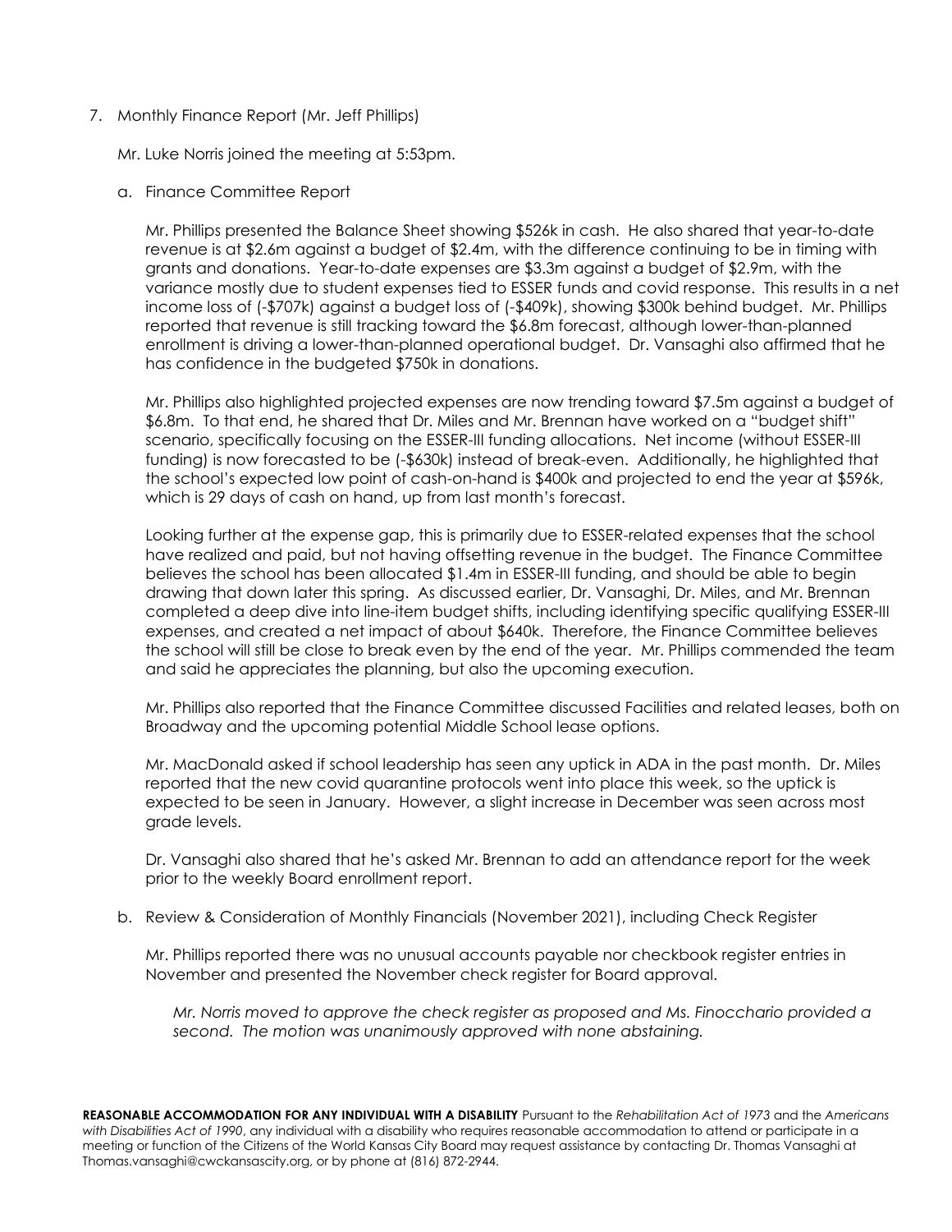7. Monthly Finance Report (Mr. Jeff Phillips)

   Mr. Luke Norris joined the meeting at 5:53pm.

   a. Finance Committee Report

      Mr. Phillips presented the Balance Sheet showing $526k in cash. He also shared that year-to-date revenue is at $2.6m against a budget of $2.4m, with the difference continuing to be in timing with grants and donations. Year-to-date expenses are $3.3m against a budget of $2.9m, with the variance mostly due to student expenses tied to ESSER funds and covid response. This results in a net income loss of (-$707k) against a budget loss of (-$409k), showing $300k behind budget. Mr. Phillips reported that revenue is still tracking toward the $6.8m forecast, although lower-than-planned enrollment is driving a lower-than-planned operational budget. Dr. Vansaghi also affirmed that he has confidence in the budgeted $750k in donations.

      Mr. Phillips also highlighted projected expenses are now trending toward $7.5m against a budget of $6.8m. To that end, he shared that Dr. Miles and Mr. Brennan have worked on a "budget shift" scenario, specifically focusing on the ESSER-III funding allocations. Net income (without ESSER-III funding) is now forecasted to be (-$630k) instead of break-even. Additionally, he highlighted that the school's expected low point of cash-on-hand is $400k and projected to end the year at $596k, which is 29 days of cash on hand, up from last month's forecast.

      Looking further at the expense gap, this is primarily due to ESSER-related expenses that the school have realized and paid, but not having offsetting revenue in the budget. The Finance Committee believes the school has been allocated $1.4m in ESSER-III funding, and should be able to begin drawing that down later this spring. As discussed earlier, Dr. Vansaghi, Dr. Miles, and Mr. Brennan completed a deep dive into line-item budget shifts, including identifying specific qualifying ESSER-III expenses, and created a net impact of about $640k. Therefore, the Finance Committee believes the school will still be close to break even by the end of the year. Mr. Phillips commended the team and said he appreciates the planning, but also the upcoming execution.

      Mr. Phillips also reported that the Finance Committee discussed Facilities and related leases, both on Broadway and the upcoming potential Middle School lease options.

      Mr. MacDonald asked if school leadership has seen any uptick in ADA in the past month. Dr. Miles reported that the new covid quarantine protocols went into place this week, so the uptick is expected to be seen in January. However, a slight increase in December was seen across most grade levels.

      Dr. Vansaghi also shared that he's asked Mr. Brennan to add an attendance report for the week prior to the weekly Board enrollment report.

   b. Review & Consideration of Monthly Financials (November 2021), including Check Register

      Mr. Phillips reported there was no unusual accounts payable nor checkbook register entries in November and presented the November check register for Board approval.

      *Mr. Norris moved to approve the check register as proposed and Ms. Finocchario provided a second. The motion was unanimously approved with none abstaining.*

**REASONABLE ACCOMMODATION FOR ANY INDIVIDUAL WITH A DISABILITY** Pursuant to the *Rehabilitation Act of 1973* and the *Americans with Disabilities Act of 1990*, any individual with a disability who requires reasonable accommodation to attend or participate in a meeting or function of the Citizens of the World Kansas City Board may request assistance by contacting Dr. Thomas Vansaghi at Thomas.vansaghi@cwckansascity.org, or by phone at (816) 872-2944.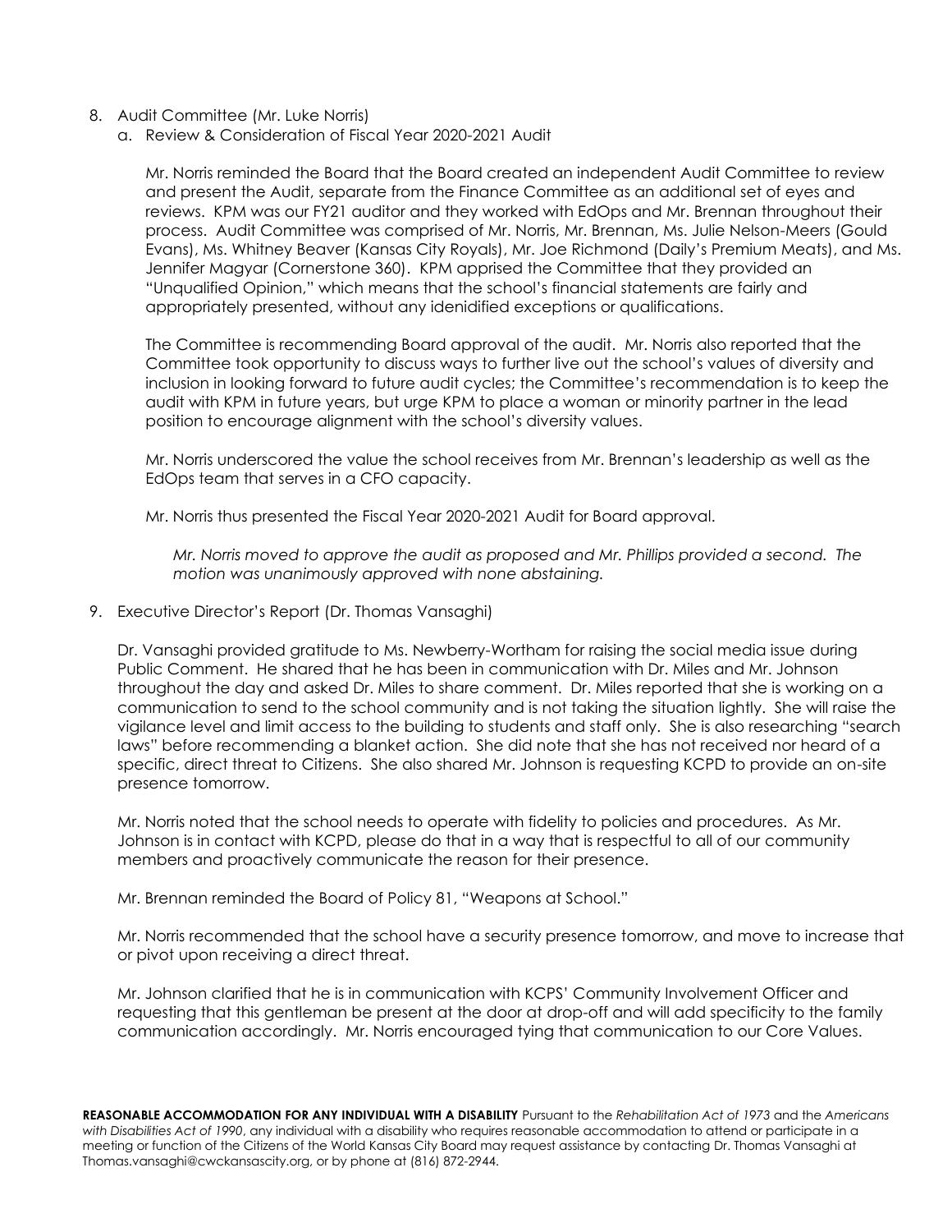8. Audit Committee (Mr. Luke Norris)
   a. Review & Consideration of Fiscal Year 2020-2021 Audit

   Mr. Norris reminded the Board that the Board created an independent Audit Committee to review and present the Audit, separate from the Finance Committee as an additional set of eyes and reviews. KPM was our FY21 auditor and they worked with EdOps and Mr. Brennan throughout their process. Audit Committee was comprised of Mr. Norris, Mr. Brennan, Ms. Julie Nelson-Meers (Gould Evans), Ms. Whitney Beaver (Kansas City Royals), Mr. Joe Richmond (Daily's Premium Meats), and Ms. Jennifer Magyar (Cornerstone 360). KPM apprised the Committee that they provided an "Unqualified Opinion," which means that the school's financial statements are fairly and appropriately presented, without any idenidified exceptions or qualifications.

   The Committee is recommending Board approval of the audit. Mr. Norris also reported that the Committee took opportunity to discuss ways to further live out the school's values of diversity and inclusion in looking forward to future audit cycles; the Committee's recommendation is to keep the audit with KPM in future years, but urge KPM to place a woman or minority partner in the lead position to encourage alignment with the school's diversity values.

   Mr. Norris underscored the value the school receives from Mr. Brennan's leadership as well as the EdOps team that serves in a CFO capacity.

   Mr. Norris thus presented the Fiscal Year 2020-2021 Audit for Board approval.

   *Mr. Norris moved to approve the audit as proposed and Mr. Phillips provided a second. The motion was unanimously approved with none abstaining.*

9. Executive Director's Report (Dr. Thomas Vansaghi)

   Dr. Vansaghi provided gratitude to Ms. Newberry-Wortham for raising the social media issue during Public Comment. He shared that he has been in communication with Dr. Miles and Mr. Johnson throughout the day and asked Dr. Miles to share comment. Dr. Miles reported that she is working on a communication to send to the school community and is not taking the situation lightly. She will raise the vigilance level and limit access to the building to students and staff only. She is also researching "search laws" before recommending a blanket action. She did note that she has not received nor heard of a specific, direct threat to Citizens. She also shared Mr. Johnson is requesting KCPD to provide an on-site presence tomorrow.

   Mr. Norris noted that the school needs to operate with fidelity to policies and procedures. As Mr. Johnson is in contact with KCPD, please do that in a way that is respectful to all of our community members and proactively communicate the reason for their presence.

   Mr. Brennan reminded the Board of Policy 81, "Weapons at School."

   Mr. Norris recommended that the school have a security presence tomorrow, and move to increase that or pivot upon receiving a direct threat.

   Mr. Johnson clarified that he is in communication with KCPS' Community Involvement Officer and requesting that this gentleman be present at the door at drop-off and will add specificity to the family communication accordingly. Mr. Norris encouraged tying that communication to our Core Values.

**REASONABLE ACCOMMODATION FOR ANY INDIVIDUAL WITH A DISABILITY** Pursuant to the *Rehabilitation Act of 1973* and the *Americans with Disabilities Act of 1990*, any individual with a disability who requires reasonable accommodation to attend or participate in a meeting or function of the Citizens of the World Kansas City Board may request assistance by contacting Dr. Thomas Vansaghi at Thomas.vansaghi@cwckansascity.org, or by phone at (816) 872-2944.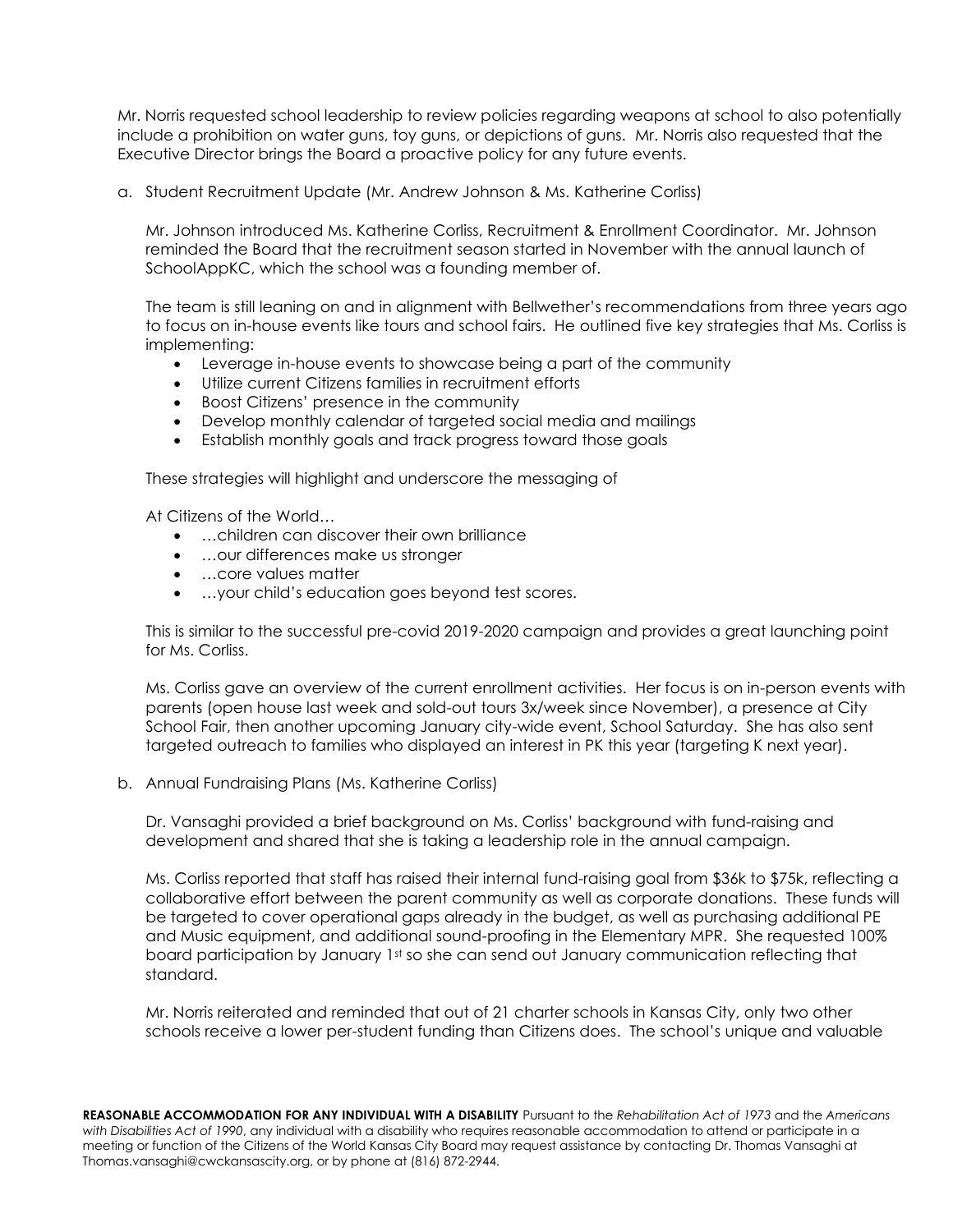Mr. Norris requested school leadership to review policies regarding weapons at school to also potentially include a prohibition on water guns, toy guns, or depictions of guns. Mr. Norris also requested that the Executive Director brings the Board a proactive policy for any future events.

a. Student Recruitment Update (Mr. Andrew Johnson & Ms. Katherine Corliss)

Mr. Johnson introduced Ms. Katherine Corliss, Recruitment & Enrollment Coordinator. Mr. Johnson reminded the Board that the recruitment season started in November with the annual launch of SchoolAppKC, which the school was a founding member of.

The team is still leaning on and in alignment with Bellwether's recommendations from three years ago to focus on in-house events like tours and school fairs. He outlined five key strategies that Ms. Corliss is implementing:

- Leverage in-house events to showcase being a part of the community
- Utilize current Citizens families in recruitment efforts
- Boost Citizens' presence in the community
- Develop monthly calendar of targeted social media and mailings
- Establish monthly goals and track progress toward those goals

These strategies will highlight and underscore the messaging of

At Citizens of the World…

- …children can discover their own brilliance
- …our differences make us stronger
- …core values matter
- …your child's education goes beyond test scores.

This is similar to the successful pre-covid 2019-2020 campaign and provides a great launching point for Ms. Corliss.

Ms. Corliss gave an overview of the current enrollment activities. Her focus is on in-person events with parents (open house last week and sold-out tours 3x/week since November), a presence at City School Fair, then another upcoming January city-wide event, School Saturday. She has also sent targeted outreach to families who displayed an interest in PK this year (targeting K next year).

b. Annual Fundraising Plans (Ms. Katherine Corliss)

Dr. Vansaghi provided a brief background on Ms. Corliss' background with fund-raising and development and shared that she is taking a leadership role in the annual campaign.

Ms. Corliss reported that staff has raised their internal fund-raising goal from $36k to $75k, reflecting a collaborative effort between the parent community as well as corporate donations. These funds will be targeted to cover operational gaps already in the budget, as well as purchasing additional PE and Music equipment, and additional sound-proofing in the Elementary MPR. She requested 100% board participation by January 1st so she can send out January communication reflecting that standard.

Mr. Norris reiterated and reminded that out of 21 charter schools in Kansas City, only two other schools receive a lower per-student funding than Citizens does. The school's unique and valuable

**REASONABLE ACCOMMODATION FOR ANY INDIVIDUAL WITH A DISABILITY** Pursuant to the *Rehabilitation Act of 1973* and the *Americans with Disabilities Act of 1990*, any individual with a disability who requires reasonable accommodation to attend or participate in a meeting or function of the Citizens of the World Kansas City Board may request assistance by contacting Dr. Thomas Vansaghi at Thomas.vansaghi@cwckansascity.org, or by phone at (816) 872-2944.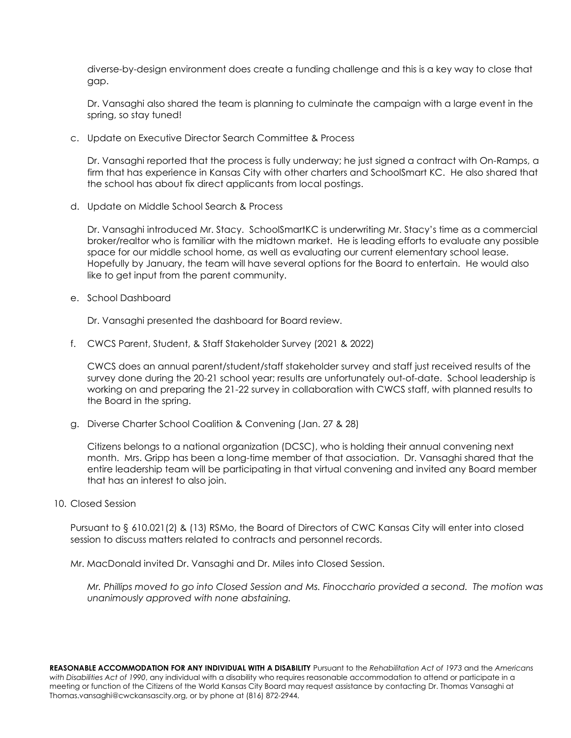diverse-by-design environment does create a funding challenge and this is a key way to close that gap.

Dr. Vansaghi also shared the team is planning to culminate the campaign with a large event in the spring, so stay tuned!

c. Update on Executive Director Search Committee & Process

   Dr. Vansaghi reported that the process is fully underway; he just signed a contract with On-Ramps, a firm that has experience in Kansas City with other charters and SchoolSmart KC. He also shared that the school has about fix direct applicants from local postings.

d. Update on Middle School Search & Process

   Dr. Vansaghi introduced Mr. Stacy. SchoolSmartKC is underwriting Mr. Stacy's time as a commercial broker/realtor who is familiar with the midtown market. He is leading efforts to evaluate any possible space for our middle school home, as well as evaluating our current elementary school lease. Hopefully by January, the team will have several options for the Board to entertain. He would also like to get input from the parent community.

e. School Dashboard

   Dr. Vansaghi presented the dashboard for Board review.

f. CWCS Parent, Student, & Staff Stakeholder Survey (2021 & 2022)

   CWCS does an annual parent/student/staff stakeholder survey and staff just received results of the survey done during the 20-21 school year; results are unfortunately out-of-date. School leadership is working on and preparing the 21-22 survey in collaboration with CWCS staff, with planned results to the Board in the spring.

g. Diverse Charter School Coalition & Convening (Jan. 27 & 28)

   Citizens belongs to a national organization (DCSC), who is holding their annual convening next month. Mrs. Gripp has been a long-time member of that association. Dr. Vansaghi shared that the entire leadership team will be participating in that virtual convening and invited any Board member that has an interest to also join.

10. Closed Session

    Pursuant to § 610.021(2) & (13) RSMo, the Board of Directors of CWC Kansas City will enter into closed session to discuss matters related to contracts and personnel records.

    Mr. MacDonald invited Dr. Vansaghi and Dr. Miles into Closed Session.

    *Mr. Phillips moved to go into Closed Session and Ms. Finocchario provided a second. The motion was unanimously approved with none abstaining.*

**REASONABLE ACCOMMODATION FOR ANY INDIVIDUAL WITH A DISABILITY** Pursuant to the *Rehabilitation Act of 1973* and the *Americans with Disabilities Act of 1990*, any individual with a disability who requires reasonable accommodation to attend or participate in a meeting or function of the Citizens of the World Kansas City Board may request assistance by contacting Dr. Thomas Vansaghi at Thomas.vansaghi@cwckansascity.org, or by phone at (816) 872-2944.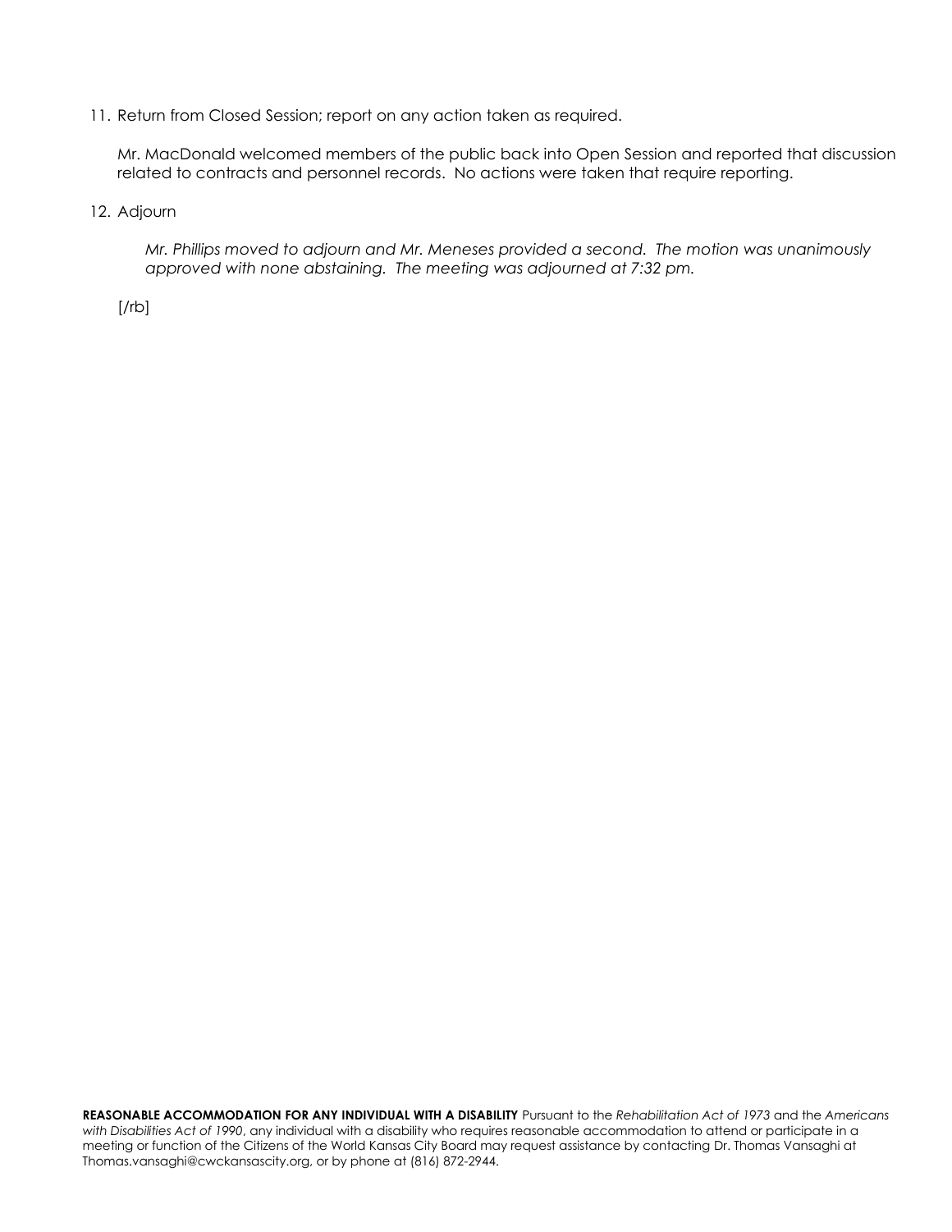11. Return from Closed Session; report on any action taken as required.

    Mr. MacDonald welcomed members of the public back into Open Session and reported that discussion related to contracts and personnel records. No actions were taken that require reporting.

12. Adjourn

    *Mr. Phillips moved to adjourn and Mr. Meneses provided a second. The motion was unanimously approved with none abstaining. The meeting was adjourned at 7:32 pm.*

    [/rb]

**REASONABLE ACCOMMODATION FOR ANY INDIVIDUAL WITH A DISABILITY** Pursuant to the *Rehabilitation Act of 1973* and the *Americans with Disabilities Act of 1990*, any individual with a disability who requires reasonable accommodation to attend or participate in a meeting or function of the Citizens of the World Kansas City Board may request assistance by contacting Dr. Thomas Vansaghi at Thomas.vansaghi@cwckansascity.org, or by phone at (816) 872-2944.